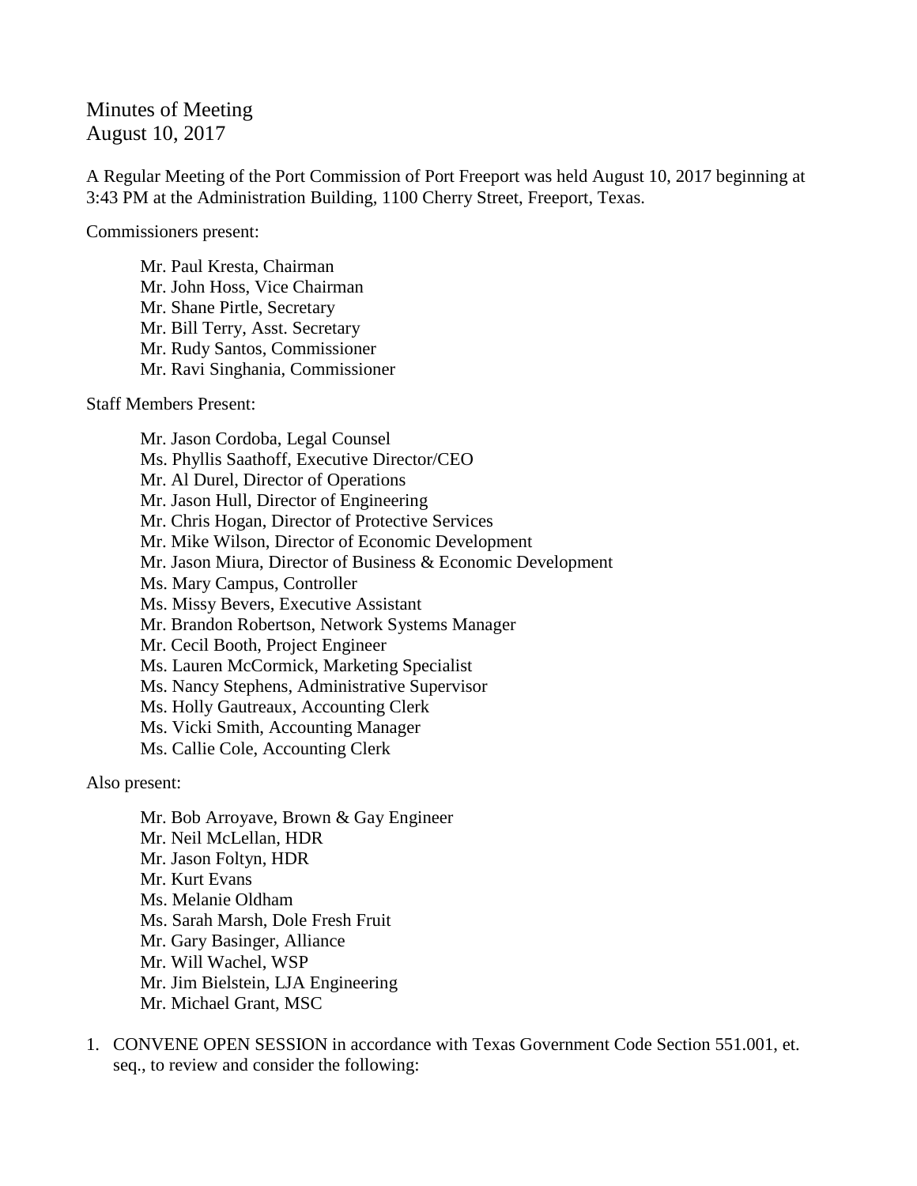# Minutes of Meeting
August 10, 2017

A Regular Meeting of the Port Commission of Port Freeport was held August 10, 2017 beginning at 3:43 PM at the Administration Building, 1100 Cherry Street, Freeport, Texas.

Commissioners present:

Mr. Paul Kresta, Chairman
Mr. John Hoss, Vice Chairman
Mr. Shane Pirtle, Secretary
Mr. Bill Terry, Asst. Secretary
Mr. Rudy Santos, Commissioner
Mr. Ravi Singhania, Commissioner

Staff Members Present:

Mr. Jason Cordoba, Legal Counsel
Ms. Phyllis Saathoff, Executive Director/CEO
Mr. Al Durel, Director of Operations
Mr. Jason Hull, Director of Engineering
Mr. Chris Hogan, Director of Protective Services
Mr. Mike Wilson, Director of Economic Development
Mr. Jason Miura, Director of Business & Economic Development
Ms. Mary Campus, Controller
Ms. Missy Bevers, Executive Assistant
Mr. Brandon Robertson, Network Systems Manager
Mr. Cecil Booth, Project Engineer
Ms. Lauren McCormick, Marketing Specialist
Ms. Nancy Stephens, Administrative Supervisor
Ms. Holly Gautreaux, Accounting Clerk
Ms. Vicki Smith, Accounting Manager
Ms. Callie Cole, Accounting Clerk

Also present:

Mr. Bob Arroyave, Brown & Gay Engineer
Mr. Neil McLellan, HDR
Mr. Jason Foltyn, HDR
Mr. Kurt Evans
Ms. Melanie Oldham
Ms. Sarah Marsh, Dole Fresh Fruit
Mr. Gary Basinger, Alliance
Mr. Will Wachel, WSP
Mr. Jim Bielstein, LJA Engineering
Mr. Michael Grant, MSC

1. CONVENE OPEN SESSION in accordance with Texas Government Code Section 551.001, et. seq., to review and consider the following: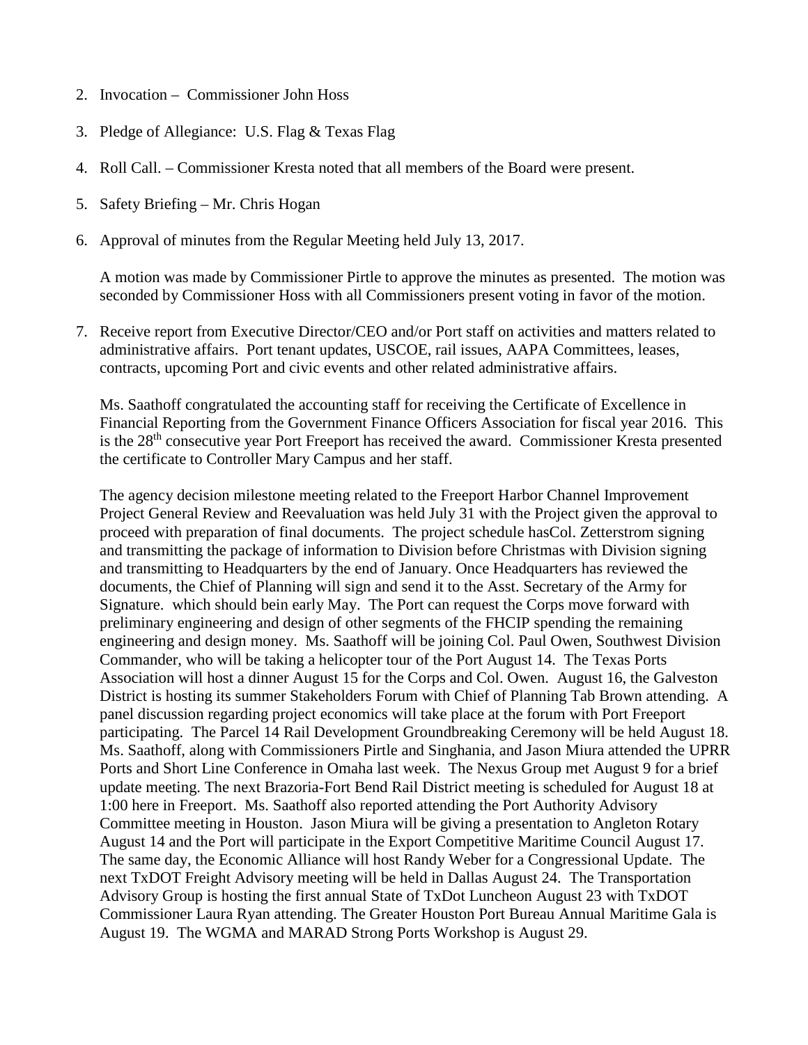2. Invocation – Commissioner John Hoss

3. Pledge of Allegiance: U.S. Flag & Texas Flag

4. Roll Call. – Commissioner Kresta noted that all members of the Board were present.

5. Safety Briefing – Mr. Chris Hogan

6. Approval of minutes from the Regular Meeting held July 13, 2017.

   A motion was made by Commissioner Pirtle to approve the minutes as presented. The motion was seconded by Commissioner Hoss with all Commissioners present voting in favor of the motion.

7. Receive report from Executive Director/CEO and/or Port staff on activities and matters related to administrative affairs. Port tenant updates, USCOE, rail issues, AAPA Committees, leases, contracts, upcoming Port and civic events and other related administrative affairs.

   Ms. Saathoff congratulated the accounting staff for receiving the Certificate of Excellence in Financial Reporting from the Government Finance Officers Association for fiscal year 2016. This is the 28th consecutive year Port Freeport has received the award. Commissioner Kresta presented the certificate to Controller Mary Campus and her staff.

   The agency decision milestone meeting related to the Freeport Harbor Channel Improvement Project General Review and Reevaluation was held July 31 with the Project given the approval to proceed with preparation of final documents. The project schedule hasCol. Zetterstrom signing and transmitting the package of information to Division before Christmas with Division signing and transmitting to Headquarters by the end of January. Once Headquarters has reviewed the documents, the Chief of Planning will sign and send it to the Asst. Secretary of the Army for Signature. which should bein early May. The Port can request the Corps move forward with preliminary engineering and design of other segments of the FHCIP spending the remaining engineering and design money. Ms. Saathoff will be joining Col. Paul Owen, Southwest Division Commander, who will be taking a helicopter tour of the Port August 14. The Texas Ports Association will host a dinner August 15 for the Corps and Col. Owen. August 16, the Galveston District is hosting its summer Stakeholders Forum with Chief of Planning Tab Brown attending. A panel discussion regarding project economics will take place at the forum with Port Freeport participating. The Parcel 14 Rail Development Groundbreaking Ceremony will be held August 18. Ms. Saathoff, along with Commissioners Pirtle and Singhania, and Jason Miura attended the UPRR Ports and Short Line Conference in Omaha last week. The Nexus Group met August 9 for a brief update meeting. The next Brazoria-Fort Bend Rail District meeting is scheduled for August 18 at 1:00 here in Freeport. Ms. Saathoff also reported attending the Port Authority Advisory Committee meeting in Houston. Jason Miura will be giving a presentation to Angleton Rotary August 14 and the Port will participate in the Export Competitive Maritime Council August 17. The same day, the Economic Alliance will host Randy Weber for a Congressional Update. The next TxDOT Freight Advisory meeting will be held in Dallas August 24. The Transportation Advisory Group is hosting the first annual State of TxDot Luncheon August 23 with TxDOT Commissioner Laura Ryan attending. The Greater Houston Port Bureau Annual Maritime Gala is August 19. The WGMA and MARAD Strong Ports Workshop is August 29.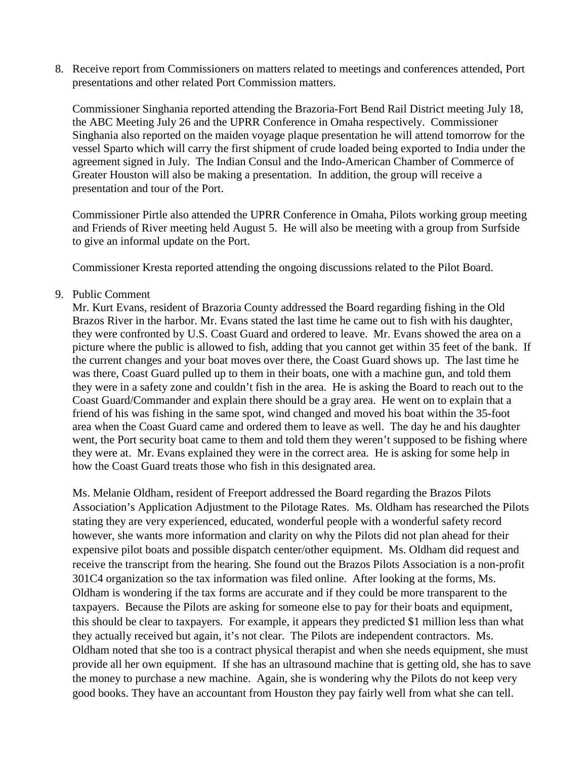8. Receive report from Commissioners on matters related to meetings and conferences attended, Port presentations and other related Port Commission matters.

   Commissioner Singhania reported attending the Brazoria-Fort Bend Rail District meeting July 18, the ABC Meeting July 26 and the UPRR Conference in Omaha respectively. Commissioner Singhania also reported on the maiden voyage plaque presentation he will attend tomorrow for the vessel Sparto which will carry the first shipment of crude loaded being exported to India under the agreement signed in July. The Indian Consul and the Indo-American Chamber of Commerce of Greater Houston will also be making a presentation. In addition, the group will receive a presentation and tour of the Port.

   Commissioner Pirtle also attended the UPRR Conference in Omaha, Pilots working group meeting and Friends of River meeting held August 5. He will also be meeting with a group from Surfside to give an informal update on the Port.

   Commissioner Kresta reported attending the ongoing discussions related to the Pilot Board.

9. Public Comment

   Mr. Kurt Evans, resident of Brazoria County addressed the Board regarding fishing in the Old Brazos River in the harbor. Mr. Evans stated the last time he came out to fish with his daughter, they were confronted by U.S. Coast Guard and ordered to leave. Mr. Evans showed the area on a picture where the public is allowed to fish, adding that you cannot get within 35 feet of the bank. If the current changes and your boat moves over there, the Coast Guard shows up. The last time he was there, Coast Guard pulled up to them in their boats, one with a machine gun, and told them they were in a safety zone and couldn't fish in the area. He is asking the Board to reach out to the Coast Guard/Commander and explain there should be a gray area. He went on to explain that a friend of his was fishing in the same spot, wind changed and moved his boat within the 35-foot area when the Coast Guard came and ordered them to leave as well. The day he and his daughter went, the Port security boat came to them and told them they weren't supposed to be fishing where they were at. Mr. Evans explained they were in the correct area. He is asking for some help in how the Coast Guard treats those who fish in this designated area.

   Ms. Melanie Oldham, resident of Freeport addressed the Board regarding the Brazos Pilots Association's Application Adjustment to the Pilotage Rates. Ms. Oldham has researched the Pilots stating they are very experienced, educated, wonderful people with a wonderful safety record however, she wants more information and clarity on why the Pilots did not plan ahead for their expensive pilot boats and possible dispatch center/other equipment. Ms. Oldham did request and receive the transcript from the hearing. She found out the Brazos Pilots Association is a non-profit 301C4 organization so the tax information was filed online. After looking at the forms, Ms. Oldham is wondering if the tax forms are accurate and if they could be more transparent to the taxpayers. Because the Pilots are asking for someone else to pay for their boats and equipment, this should be clear to taxpayers. For example, it appears they predicted \$1 million less than what they actually received but again, it's not clear. The Pilots are independent contractors. Ms. Oldham noted that she too is a contract physical therapist and when she needs equipment, she must provide all her own equipment. If she has an ultrasound machine that is getting old, she has to save the money to purchase a new machine. Again, she is wondering why the Pilots do not keep very good books. They have an accountant from Houston they pay fairly well from what she can tell.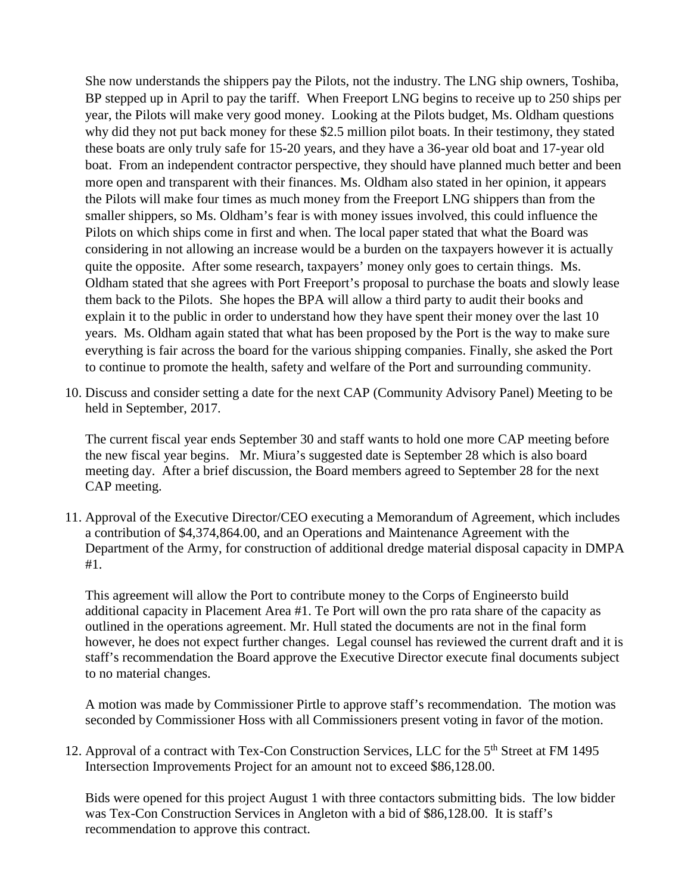She now understands the shippers pay the Pilots, not the industry. The LNG ship owners, Toshiba, BP stepped up in April to pay the tariff. When Freeport LNG begins to receive up to 250 ships per year, the Pilots will make very good money. Looking at the Pilots budget, Ms. Oldham questions why did they not put back money for these $2.5 million pilot boats. In their testimony, they stated these boats are only truly safe for 15-20 years, and they have a 36-year old boat and 17-year old boat. From an independent contractor perspective, they should have planned much better and been more open and transparent with their finances. Ms. Oldham also stated in her opinion, it appears the Pilots will make four times as much money from the Freeport LNG shippers than from the smaller shippers, so Ms. Oldham's fear is with money issues involved, this could influence the Pilots on which ships come in first and when. The local paper stated that what the Board was considering in not allowing an increase would be a burden on the taxpayers however it is actually quite the opposite. After some research, taxpayers' money only goes to certain things. Ms. Oldham stated that she agrees with Port Freeport's proposal to purchase the boats and slowly lease them back to the Pilots. She hopes the BPA will allow a third party to audit their books and explain it to the public in order to understand how they have spent their money over the last 10 years. Ms. Oldham again stated that what has been proposed by the Port is the way to make sure everything is fair across the board for the various shipping companies. Finally, she asked the Port to continue to promote the health, safety and welfare of the Port and surrounding community.

10. Discuss and consider setting a date for the next CAP (Community Advisory Panel) Meeting to be held in September, 2017.

    The current fiscal year ends September 30 and staff wants to hold one more CAP meeting before the new fiscal year begins. Mr. Miura's suggested date is September 28 which is also board meeting day. After a brief discussion, the Board members agreed to September 28 for the next CAP meeting.

11. Approval of the Executive Director/CEO executing a Memorandum of Agreement, which includes a contribution of $4,374,864.00, and an Operations and Maintenance Agreement with the Department of the Army, for construction of additional dredge material disposal capacity in DMPA #1.

    This agreement will allow the Port to contribute money to the Corps of Engineersto build additional capacity in Placement Area #1. Te Port will own the pro rata share of the capacity as outlined in the operations agreement. Mr. Hull stated the documents are not in the final form however, he does not expect further changes. Legal counsel has reviewed the current draft and it is staff's recommendation the Board approve the Executive Director execute final documents subject to no material changes.

    A motion was made by Commissioner Pirtle to approve staff's recommendation. The motion was seconded by Commissioner Hoss with all Commissioners present voting in favor of the motion.

12. Approval of a contract with Tex-Con Construction Services, LLC for the 5th Street at FM 1495 Intersection Improvements Project for an amount not to exceed $86,128.00.

    Bids were opened for this project August 1 with three contactors submitting bids. The low bidder was Tex-Con Construction Services in Angleton with a bid of $86,128.00. It is staff's recommendation to approve this contract.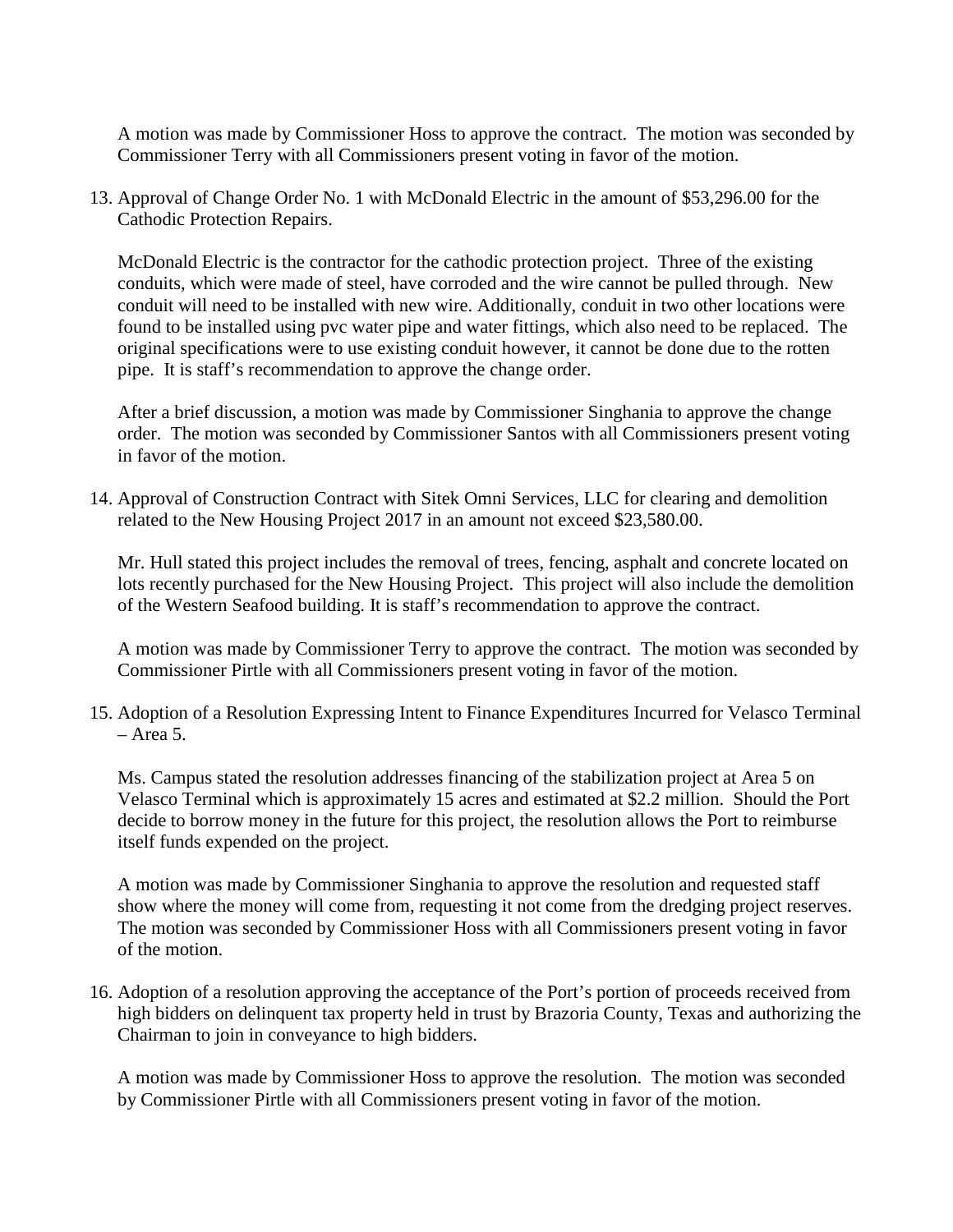A motion was made by Commissioner Hoss to approve the contract. The motion was seconded by Commissioner Terry with all Commissioners present voting in favor of the motion.

13. Approval of Change Order No. 1 with McDonald Electric in the amount of $53,296.00 for the Cathodic Protection Repairs.

    McDonald Electric is the contractor for the cathodic protection project. Three of the existing conduits, which were made of steel, have corroded and the wire cannot be pulled through. New conduit will need to be installed with new wire. Additionally, conduit in two other locations were found to be installed using pvc water pipe and water fittings, which also need to be replaced. The original specifications were to use existing conduit however, it cannot be done due to the rotten pipe. It is staff's recommendation to approve the change order.

    After a brief discussion, a motion was made by Commissioner Singhania to approve the change order. The motion was seconded by Commissioner Santos with all Commissioners present voting in favor of the motion.

14. Approval of Construction Contract with Sitek Omni Services, LLC for clearing and demolition related to the New Housing Project 2017 in an amount not exceed $23,580.00.

    Mr. Hull stated this project includes the removal of trees, fencing, asphalt and concrete located on lots recently purchased for the New Housing Project. This project will also include the demolition of the Western Seafood building. It is staff's recommendation to approve the contract.

    A motion was made by Commissioner Terry to approve the contract. The motion was seconded by Commissioner Pirtle with all Commissioners present voting in favor of the motion.

15. Adoption of a Resolution Expressing Intent to Finance Expenditures Incurred for Velasco Terminal – Area 5.

    Ms. Campus stated the resolution addresses financing of the stabilization project at Area 5 on Velasco Terminal which is approximately 15 acres and estimated at $2.2 million. Should the Port decide to borrow money in the future for this project, the resolution allows the Port to reimburse itself funds expended on the project.

    A motion was made by Commissioner Singhania to approve the resolution and requested staff show where the money will come from, requesting it not come from the dredging project reserves. The motion was seconded by Commissioner Hoss with all Commissioners present voting in favor of the motion.

16. Adoption of a resolution approving the acceptance of the Port's portion of proceeds received from high bidders on delinquent tax property held in trust by Brazoria County, Texas and authorizing the Chairman to join in conveyance to high bidders.

    A motion was made by Commissioner Hoss to approve the resolution. The motion was seconded by Commissioner Pirtle with all Commissioners present voting in favor of the motion.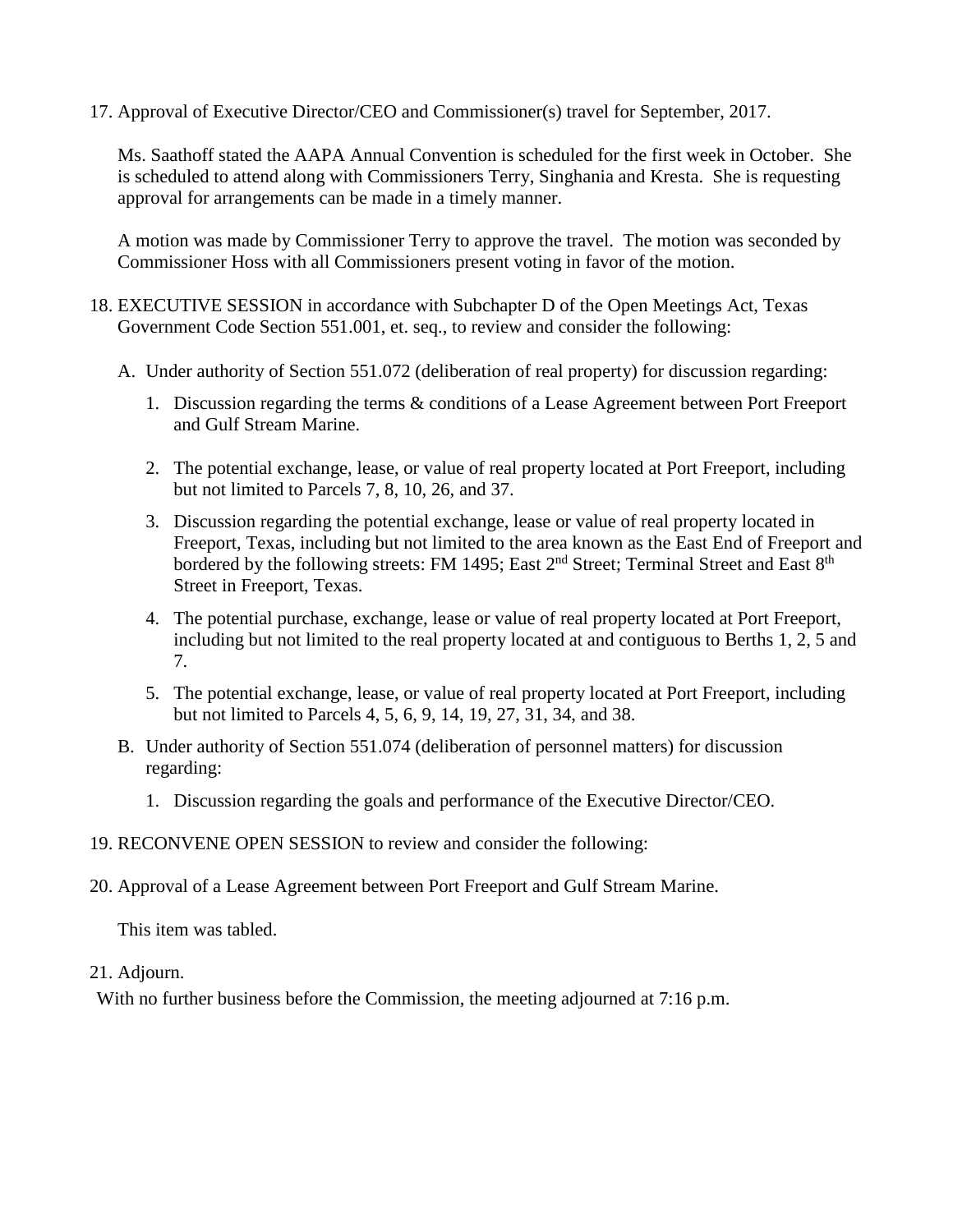17. Approval of Executive Director/CEO and Commissioner(s) travel for September, 2017.

    Ms. Saathoff stated the AAPA Annual Convention is scheduled for the first week in October. She is scheduled to attend along with Commissioners Terry, Singhania and Kresta. She is requesting approval for arrangements can be made in a timely manner.

    A motion was made by Commissioner Terry to approve the travel. The motion was seconded by Commissioner Hoss with all Commissioners present voting in favor of the motion.

18. EXECUTIVE SESSION in accordance with Subchapter D of the Open Meetings Act, Texas Government Code Section 551.001, et. seq., to review and consider the following:

    A. Under authority of Section 551.072 (deliberation of real property) for discussion regarding:

       1. Discussion regarding the terms & conditions of a Lease Agreement between Port Freeport and Gulf Stream Marine.

       2. The potential exchange, lease, or value of real property located at Port Freeport, including but not limited to Parcels 7, 8, 10, 26, and 37.

       3. Discussion regarding the potential exchange, lease or value of real property located in Freeport, Texas, including but not limited to the area known as the East End of Freeport and bordered by the following streets: FM 1495; East 2nd Street; Terminal Street and East 8th Street in Freeport, Texas.

       4. The potential purchase, exchange, lease or value of real property located at Port Freeport, including but not limited to the real property located at and contiguous to Berths 1, 2, 5 and 7.

       5. The potential exchange, lease, or value of real property located at Port Freeport, including but not limited to Parcels 4, 5, 6, 9, 14, 19, 27, 31, 34, and 38.

    B. Under authority of Section 551.074 (deliberation of personnel matters) for discussion regarding:

       1. Discussion regarding the goals and performance of the Executive Director/CEO.

19. RECONVENE OPEN SESSION to review and consider the following:

20. Approval of a Lease Agreement between Port Freeport and Gulf Stream Marine.

    This item was tabled.

21. Adjourn.

With no further business before the Commission, the meeting adjourned at 7:16 p.m.